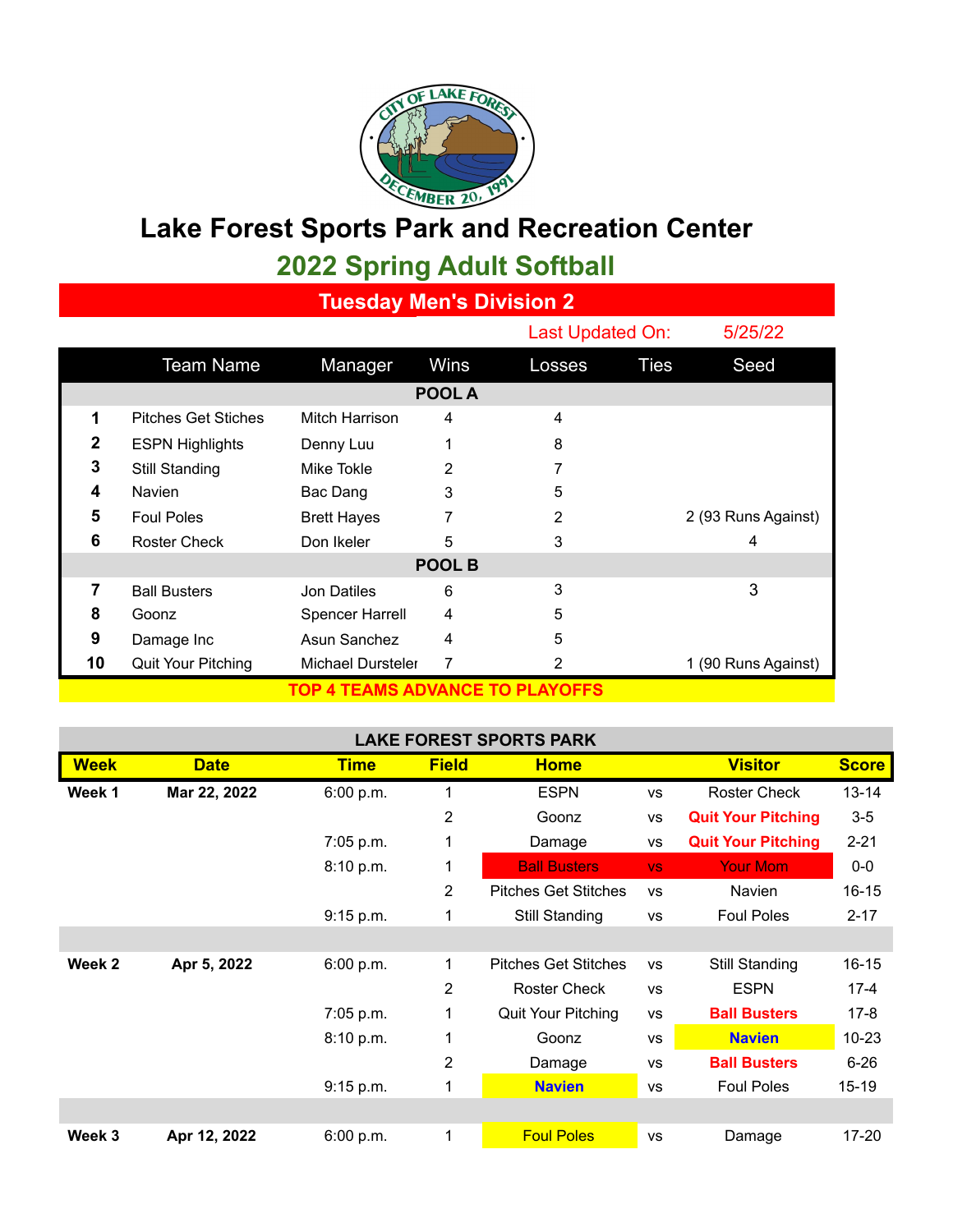# Lake Forest Sports Park and Recreation Center

## 2022 Spring Adult Softball

### Tuesday Men's Division 2

Last Updated On: 5/25/22

| | Team Name | Manager | Wins | Losses | Ties | Seed |
|---|---|---|---|---|---|---|
| | | | **POOL A** | | | |
| **1** | Pitches Get Stiches | Mitch Harrison | 4 | 4 | | |
| **2** | ESPN Highlights | Denny Luu | 1 | 8 | | |
| **3** | Still Standing | Mike Tokle | 2 | 7 | | |
| **4** | Navien | Bac Dang | 3 | 5 | | |
| **5** | Foul Poles | Brett Hayes | 7 | 2 | | 2 (93 Runs Against) |
| **6** | Roster Check | Don Ikeler | 5 | 3 | | 4 |
| | | | **POOL B** | | | |
| **7** | Ball Busters | Jon Datiles | 6 | 3 | | 3 |
| **8** | Goonz | Spencer Harrell | 4 | 5 | | |
| **9** | Damage Inc | Asun Sanchez | 4 | 5 | | |
| **10** | Quit Your Pitching | Michael Dursteler | 7 | 2 | | 1 (90 Runs Against) |

**TOP 4 TEAMS ADVANCE TO PLAYOFFS**

### LAKE FOREST SPORTS PARK

| Week | Date | Time | Field | Home | | Visitor | Score |
|---|---|---|---|---|---|---|---|
| **Week 1** | **Mar 22, 2022** | 6:00 p.m. | 1 | ESPN | vs | Roster Check | 13-14 |
| | | | 2 | Goonz | vs | **Quit Your Pitching** | 3-5 |
| | | 7:05 p.m. | 1 | Damage | vs | **Quit Your Pitching** | 2-21 |
| | | 8:10 p.m. | 1 | Ball Busters | vs | Your Mom | 0-0 |
| | | | 2 | Pitches Get Stitches | vs | Navien | 16-15 |
| | | 9:15 p.m. | 1 | Still Standing | vs | Foul Poles | 2-17 |
| | | | | | | | |
| **Week 2** | **Apr 5, 2022** | 6:00 p.m. | 1 | Pitches Get Stitches | vs | Still Standing | 16-15 |
| | | | 2 | Roster Check | vs | ESPN | 17-4 |
| | | 7:05 p.m. | 1 | Quit Your Pitching | vs | **Ball Busters** | 17-8 |
| | | 8:10 p.m. | 1 | Goonz | vs | **Navien** | 10-23 |
| | | | 2 | Damage | vs | **Ball Busters** | 6-26 |
| | | 9:15 p.m. | 1 | **Navien** | vs | Foul Poles | 15-19 |
| | | | | | | | |
| **Week 3** | **Apr 12, 2022** | 6:00 p.m. | 1 | Foul Poles | vs | Damage | 17-20 |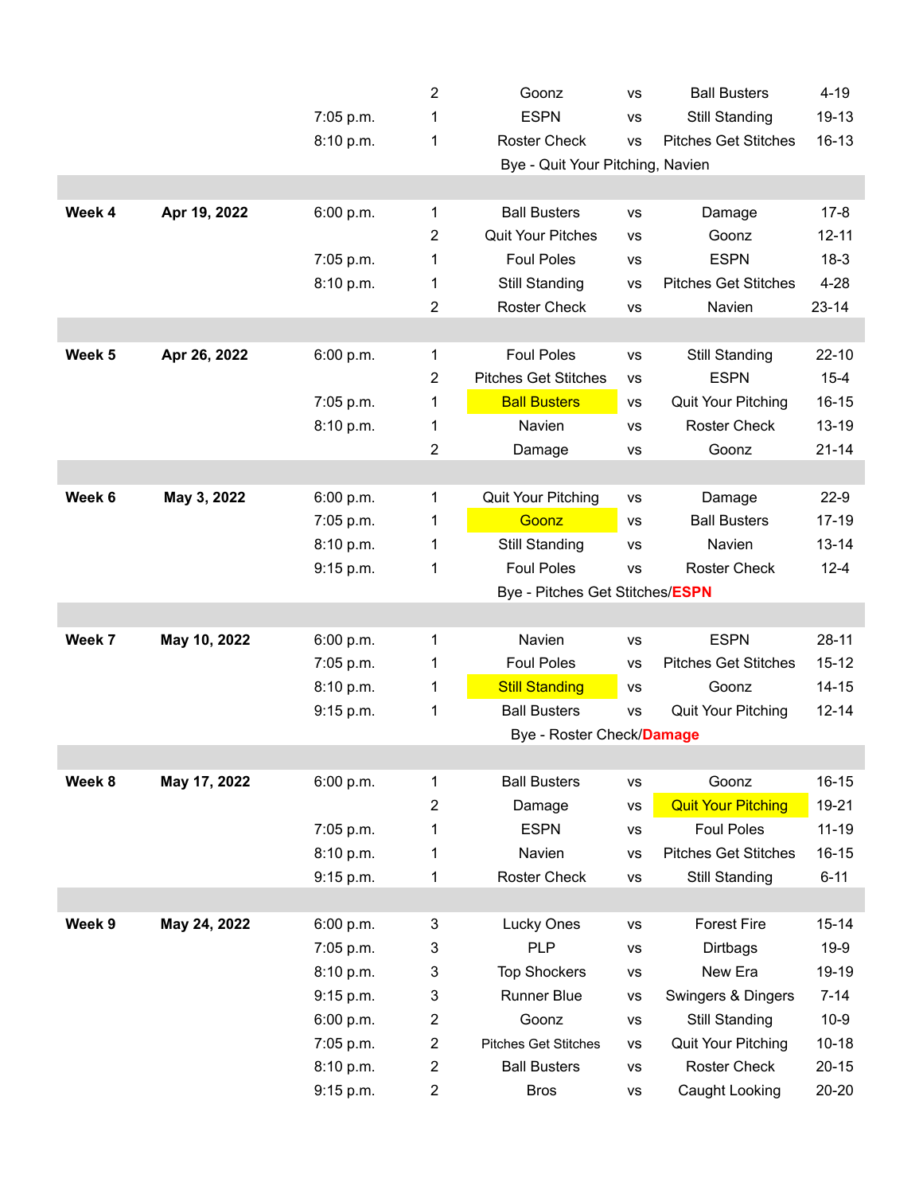| | | | | | | | |
|---|---|---|---|---|---|---|---|
| | | | 2 | Goonz | vs | Ball Busters | 4-19 |
| | | 7:05 p.m. | 1 | ESPN | vs | Still Standing | 19-13 |
| | | 8:10 p.m. | 1 | Roster Check | vs | Pitches Get Stitches | 16-13 |
| | | | | Bye - Quit Your Pitching, Navien | | | |
| | | | | | | | |
| **Week 4** | **Apr 19, 2022** | 6:00 p.m. | 1 | Ball Busters | vs | Damage | 17-8 |
| | | | 2 | Quit Your Pitches | vs | Goonz | 12-11 |
| | | 7:05 p.m. | 1 | Foul Poles | vs | ESPN | 18-3 |
| | | 8:10 p.m. | 1 | Still Standing | vs | Pitches Get Stitches | 4-28 |
| | | | 2 | Roster Check | vs | Navien | 23-14 |
| | | | | | | | |
| **Week 5** | **Apr 26, 2022** | 6:00 p.m. | 1 | Foul Poles | vs | Still Standing | 22-10 |
| | | | 2 | Pitches Get Stitches | vs | ESPN | 15-4 |
| | | 7:05 p.m. | 1 | Ball Busters | vs | Quit Your Pitching | 16-15 |
| | | 8:10 p.m. | 1 | Navien | vs | Roster Check | 13-19 |
| | | | 2 | Damage | vs | Goonz | 21-14 |
| | | | | | | | |
| **Week 6** | **May 3, 2022** | 6:00 p.m. | 1 | Quit Your Pitching | vs | Damage | 22-9 |
| | | 7:05 p.m. | 1 | Goonz | vs | Ball Busters | 17-19 |
| | | 8:10 p.m. | 1 | Still Standing | vs | Navien | 13-14 |
| | | 9:15 p.m. | 1 | Foul Poles | vs | Roster Check | 12-4 |
| | | | | Bye - Pitches Get Stitches/**ESPN** | | | |
| | | | | | | | |
| **Week 7** | **May 10, 2022** | 6:00 p.m. | 1 | Navien | vs | ESPN | 28-11 |
| | | 7:05 p.m. | 1 | Foul Poles | vs | Pitches Get Stitches | 15-12 |
| | | 8:10 p.m. | 1 | Still Standing | vs | Goonz | 14-15 |
| | | 9:15 p.m. | 1 | Ball Busters | vs | Quit Your Pitching | 12-14 |
| | | | | Bye - Roster Check/**Damage** | | | |
| | | | | | | | |
| **Week 8** | **May 17, 2022** | 6:00 p.m. | 1 | Ball Busters | vs | Goonz | 16-15 |
| | | | 2 | Damage | vs | Quit Your Pitching | 19-21 |
| | | 7:05 p.m. | 1 | ESPN | vs | Foul Poles | 11-19 |
| | | 8:10 p.m. | 1 | Navien | vs | Pitches Get Stitches | 16-15 |
| | | 9:15 p.m. | 1 | Roster Check | vs | Still Standing | 6-11 |
| | | | | | | | |
| **Week 9** | **May 24, 2022** | 6:00 p.m. | 3 | Lucky Ones | vs | Forest Fire | 15-14 |
| | | 7:05 p.m. | 3 | PLP | vs | Dirtbags | 19-9 |
| | | 8:10 p.m. | 3 | Top Shockers | vs | New Era | 19-19 |
| | | 9:15 p.m. | 3 | Runner Blue | vs | Swingers & Dingers | 7-14 |
| | | 6:00 p.m. | 2 | Goonz | vs | Still Standing | 10-9 |
| | | 7:05 p.m. | 2 | Pitches Get Stitches | vs | Quit Your Pitching | 10-18 |
| | | 8:10 p.m. | 2 | Ball Busters | vs | Roster Check | 20-15 |
| | | 9:15 p.m. | 2 | Bros | vs | Caught Looking | 20-20 |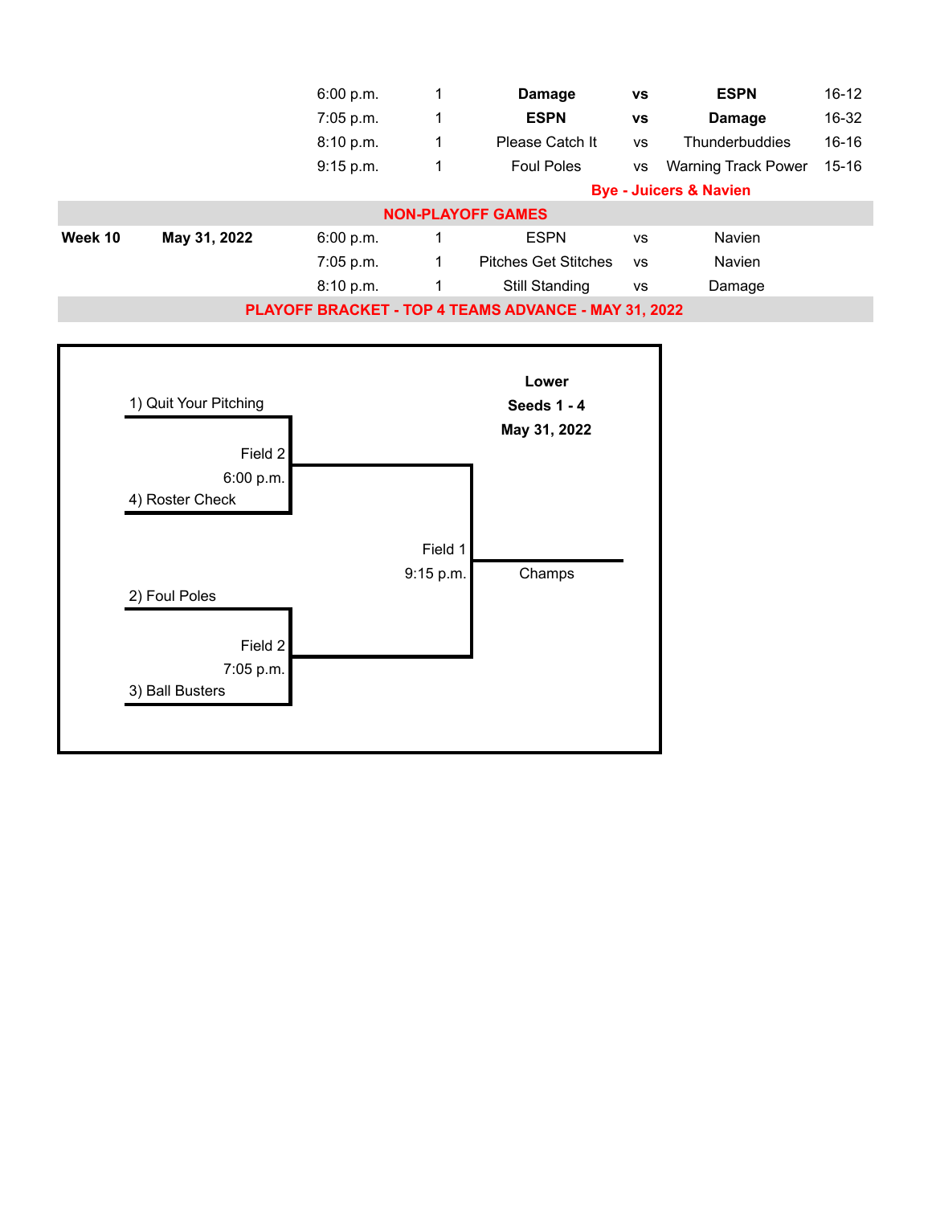| | | | | | | | |
|---|---|---|---|---|---|---|---|
| | | 6:00 p.m. | 1 | **Damage** | **vs** | **ESPN** | 16-12 |
| | | 7:05 p.m. | 1 | **ESPN** | **vs** | **Damage** | 16-32 |
| | | 8:10 p.m. | 1 | Please Catch It | vs | Thunderbuddies | 16-16 |
| | | 9:15 p.m. | 1 | Foul Poles | vs | Warning Track Power | 15-16 |
| | | | | | | **Bye - Juicers & Navien** | |
| | | | | **NON-PLAYOFF GAMES** | | | |
| **Week 10** | **May 31, 2022** | 6:00 p.m. | 1 | ESPN | vs | Navien | |
| | | 7:05 p.m. | 1 | Pitches Get Stitches | vs | Navien | |
| | | 8:10 p.m. | 1 | Still Standing | vs | Damage | |

**PLAYOFF BRACKET - TOP 4 TEAMS ADVANCE - MAY 31, 2022**

**Lower**
**Seeds 1 - 4**
**May 31, 2022**

1) Quit Your Pitching
Field 2
6:00 p.m.
4) Roster Check

Field 1
9:15 p.m.
Champs

2) Foul Poles
Field 2
7:05 p.m.
3) Ball Busters